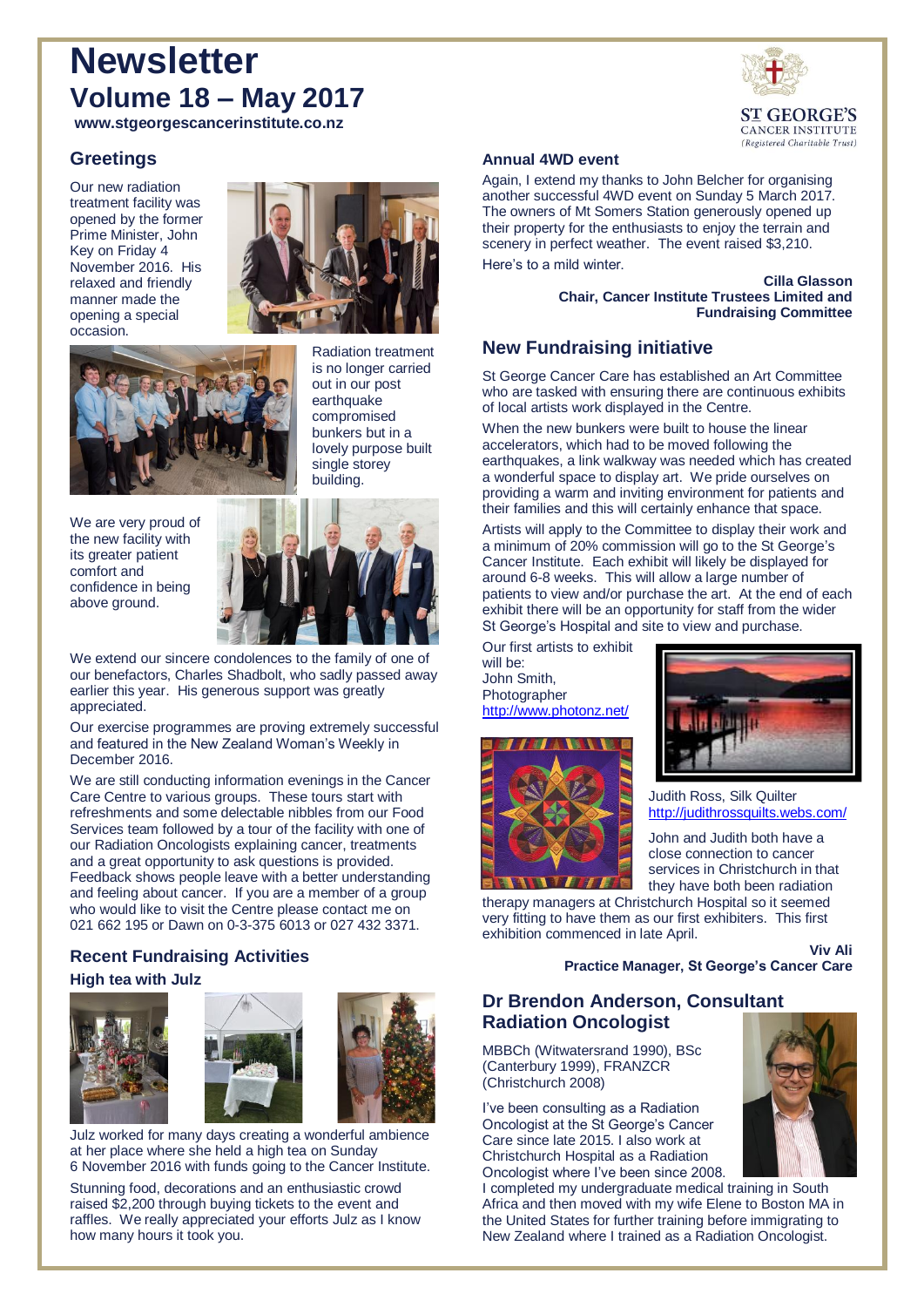# Newsletter
## Volume 18 – May 2017

**www.stgeorgescancerinstitute.co.nz**

ST GEORGE'S CANCER INSTITUTE (Registered Charitable Trust)

## Greetings

Our new radiation treatment facility was opened by the former Prime Minister, John Key on Friday 4 November 2016. His relaxed and friendly manner made the opening a special occasion.

Radiation treatment is no longer carried out in our post earthquake compromised bunkers but in a lovely purpose built single storey building.

We are very proud of the new facility with its greater patient comfort and confidence in being above ground.

We extend our sincere condolences to the family of one of our benefactors, Charles Shadbolt, who sadly passed away earlier this year. His generous support was greatly appreciated.

Our exercise programmes are proving extremely successful and featured in the New Zealand Woman's Weekly in December 2016.

We are still conducting information evenings in the Cancer Care Centre to various groups. These tours start with refreshments and some delectable nibbles from our Food Services team followed by a tour of the facility with one of our Radiation Oncologists explaining cancer, treatments and a great opportunity to ask questions is provided. Feedback shows people leave with a better understanding and feeling about cancer. If you are a member of a group who would like to visit the Centre please contact me on 021 662 195 or Dawn on 0-3-375 6013 or 027 432 3371.

## Recent Fundraising Activities

### High tea with Julz

Julz worked for many days creating a wonderful ambience at her place where she held a high tea on Sunday 6 November 2016 with funds going to the Cancer Institute.

Stunning food, decorations and an enthusiastic crowd raised $2,200 through buying tickets to the event and raffles. We really appreciated your efforts Julz as I know how many hours it took you.

### Annual 4WD event

Again, I extend my thanks to John Belcher for organising another successful 4WD event on Sunday 5 March 2017. The owners of Mt Somers Station generously opened up their property for the enthusiasts to enjoy the terrain and scenery in perfect weather. The event raised $3,210.

Here's to a mild winter.

**Cilla Glasson**
**Chair, Cancer Institute Trustees Limited and Fundraising Committee**

## New Fundraising initiative

St George Cancer Care has established an Art Committee who are tasked with ensuring there are continuous exhibits of local artists work displayed in the Centre.

When the new bunkers were built to house the linear accelerators, which had to be moved following the earthquakes, a link walkway was needed which has created a wonderful space to display art. We pride ourselves on providing a warm and inviting environment for patients and their families and this will certainly enhance that space.

Artists will apply to the Committee to display their work and a minimum of 20% commission will go to the St George's Cancer Institute. Each exhibit will likely be displayed for around 6-8 weeks. This will allow a large number of patients to view and/or purchase the art. At the end of each exhibit there will be an opportunity for staff from the wider St George's Hospital and site to view and purchase.

Our first artists to exhibit will be:
John Smith, Photographer
http://www.photonz.net/

Judith Ross, Silk Quilter
http://judithrossquilts.webs.com/

John and Judith both have a close connection to cancer services in Christchurch in that they have both been radiation therapy managers at Christchurch Hospital so it seemed very fitting to have them as our first exhibiters. This first exhibition commenced in late April.

**Viv Ali**
**Practice Manager, St George's Cancer Care**

## Dr Brendon Anderson, Consultant Radiation Oncologist

MBBCh (Witwatersrand 1990), BSc (Canterbury 1999), FRANZCR (Christchurch 2008)

I've been consulting as a Radiation Oncologist at the St George's Cancer Care since late 2015. I also work at Christchurch Hospital as a Radiation Oncologist where I've been since 2008. I completed my undergraduate medical training in South Africa and then moved with my wife Elene to Boston MA in the United States for further training before immigrating to New Zealand where I trained as a Radiation Oncologist.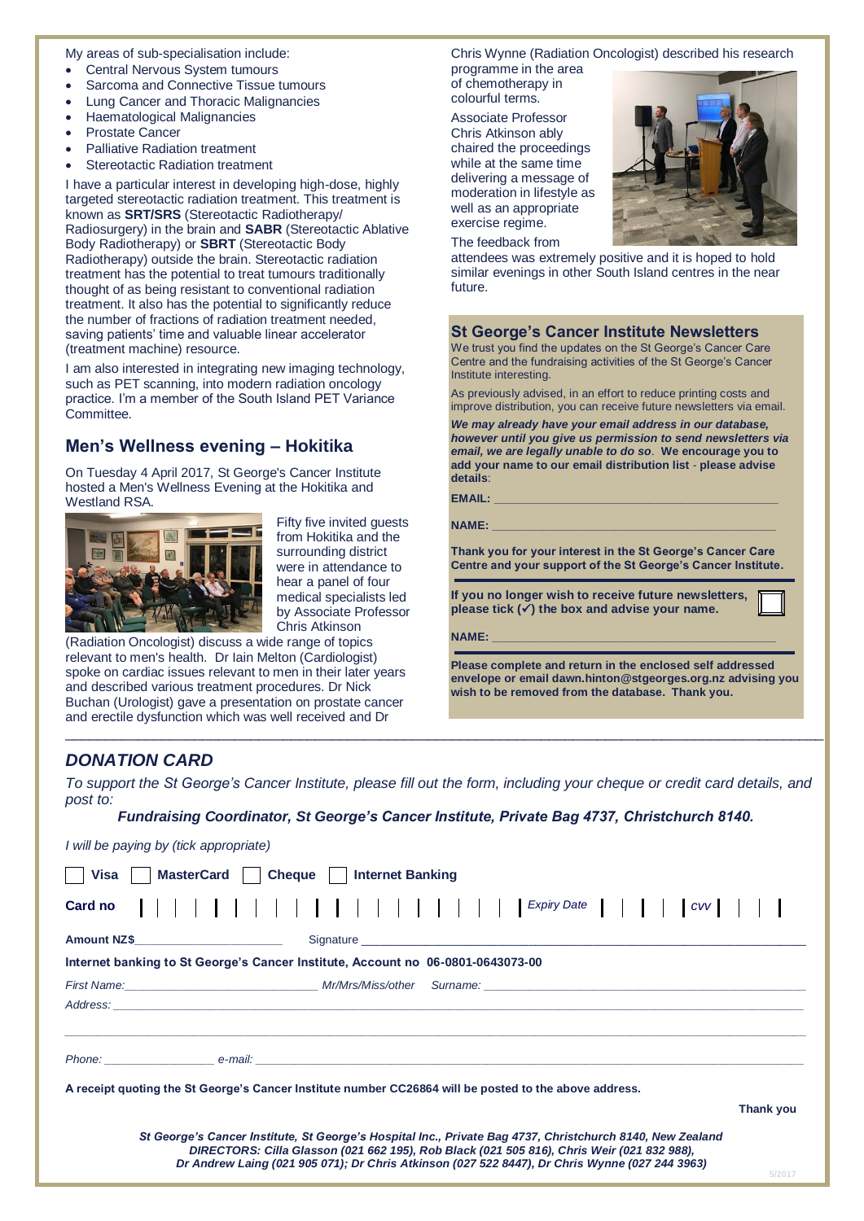My areas of sub-specialisation include:

- Central Nervous System tumours
- Sarcoma and Connective Tissue tumours
- Lung Cancer and Thoracic Malignancies
- Haematological Malignancies
- Prostate Cancer
- Palliative Radiation treatment
- Stereotactic Radiation treatment

I have a particular interest in developing high-dose, highly targeted stereotactic radiation treatment. This treatment is known as **SRT/SRS** (Stereotactic Radiotherapy/ Radiosurgery) in the brain and **SABR** (Stereotactic Ablative Body Radiotherapy) or **SBRT** (Stereotactic Body Radiotherapy) outside the brain. Stereotactic radiation treatment has the potential to treat tumours traditionally thought of as being resistant to conventional radiation treatment. It also has the potential to significantly reduce the number of fractions of radiation treatment needed, saving patients' time and valuable linear accelerator (treatment machine) resource.

I am also interested in integrating new imaging technology, such as PET scanning, into modern radiation oncology practice. I'm a member of the South Island PET Variance Committee.

## Men's Wellness evening – Hokitika

On Tuesday 4 April 2017, St George's Cancer Institute hosted a Men's Wellness Evening at the Hokitika and Westland RSA.

Fifty five invited guests from Hokitika and the surrounding district were in attendance to hear a panel of four medical specialists led by Associate Professor Chris Atkinson (Radiation Oncologist) discuss a wide range of topics relevant to men's health. Dr Iain Melton (Cardiologist) spoke on cardiac issues relevant to men in their later years and described various treatment procedures. Dr Nick Buchan (Urologist) gave a presentation on prostate cancer and erectile dysfunction which was well received and Dr Chris Wynne (Radiation Oncologist) described his research programme in the area of chemotherapy in colourful terms.

Associate Professor Chris Atkinson ably chaired the proceedings while at the same time delivering a message of moderation in lifestyle as well as an appropriate exercise regime.

The feedback from attendees was extremely positive and it is hoped to hold similar evenings in other South Island centres in the near future.

## St George's Cancer Institute Newsletters

We trust you find the updates on the St George's Cancer Care Centre and the fundraising activities of the St George's Cancer Institute interesting.

As previously advised, in an effort to reduce printing costs and improve distribution, you can receive future newsletters via email.

***We may already have your email address in our database, however until you give us permission to send newsletters via email, we are legally unable to do so*. We encourage you to add your name to our email distribution list - please advise details**:

**EMAIL:** ____________________________________________

**NAME:** ____________________________________________

**Thank you for your interest in the St George's Cancer Care Centre and your support of the St George's Cancer Institute.**

**If you no longer wish to receive future newsletters, please tick (✓) the box and advise your name.** ☐

**NAME:** ____________________________________________

**Please complete and return in the enclosed self addressed envelope or email dawn.hinton@stgeorges.org.nz advising you wish to be removed from the database. Thank you.**

## *DONATION CARD*

*To support the St George's Cancer Institute, please fill out the form, including your cheque or credit card details, and post to:*

***Fundraising Coordinator, St George's Cancer Institute, Private Bag 4737, Christchurch 8140.***

*I will be paying by (tick appropriate)*

☐ **Visa** ☐ **MasterCard** ☐ **Cheque** ☐ **Internet Banking**

**Card no** | | | | | | | | | | | | | | | | | *Expiry Date* | | | | *CVV* | | |

**Amount NZ$**____________________ Signature ____________________________________________

**Internet banking to St George's Cancer Institute, Account no 06-0801-0643073-00**

*First Name:*____________________ *Mr/Mrs/Miss/other* *Surname:* ____________________

*Address:* ____________________________________________

____________________________________________

*Phone:* ________________ *e-mail:* ____________________________________________

**A receipt quoting the St George's Cancer Institute number CC26864 will be posted to the above address.**

**Thank you**

***St George's Cancer Institute, St George's Hospital Inc., Private Bag 4737, Christchurch 8140, New Zealand***
***DIRECTORS: Cilla Glasson (021 662 195), Rob Black (021 505 816), Chris Weir (021 832 988), Dr Andrew Laing (021 905 071); Dr Chris Atkinson (027 522 8447), Dr Chris Wynne (027 244 3963)***

5/2017